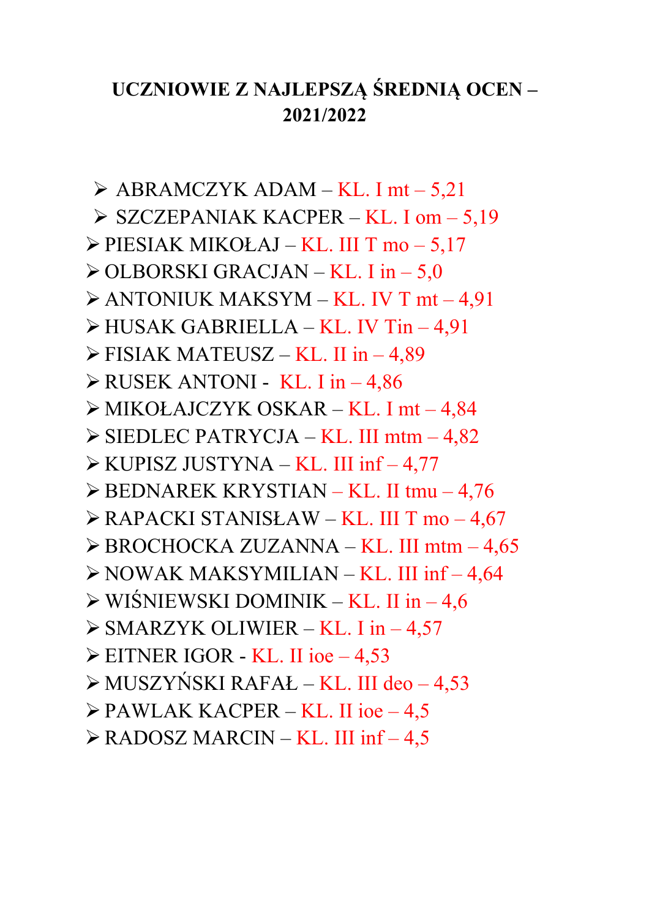# UCZNIOWIE Z NAJLEPSZĄ ŚREDNIĄ OCEN – 2021/2022

- ABRAMCZYK ADAM – KL. I mt – 5,21
- SZCZEPANIAK KACPER – KL. I om – 5,19
- PIESIAK MIKOŁAJ – KL. III T mo – 5,17
- OLBORSKI GRACJAN – KL. I in – 5,0
- ANTONIUK MAKSYM – KL. IV T mt – 4,91
- HUSAK GABRIELLA – KL. IV Tin – 4,91
- FISIAK MATEUSZ – KL. II in – 4,89
- RUSEK ANTONI - KL. I in – 4,86
- MIKOŁAJCZYK OSKAR – KL. I mt – 4,84
- SIEDLEC PATRYCJA – KL. III mtm – 4,82
- KUPISZ JUSTYNA – KL. III inf – 4,77
- BEDNAREK KRYSTIAN – KL. II tmu – 4,76
- RAPACKI STANISŁAW – KL. III T mo – 4,67
- BROCHOCKA ZUZANNA – KL. III mtm – 4,65
- NOWAK MAKSYMILIAN – KL. III inf – 4,64
- WIŚNIEWSKI DOMINIK – KL. II in – 4,6
- SMARZYK OLIWIER – KL. I in – 4,57
- EITNER IGOR - KL. II ioe – 4,53
- MUSZYŃSKI RAFAŁ – KL. III deo – 4,53
- PAWLAK KACPER – KL. II ioe – 4,5
- RADOSZ MARCIN – KL. III inf – 4,5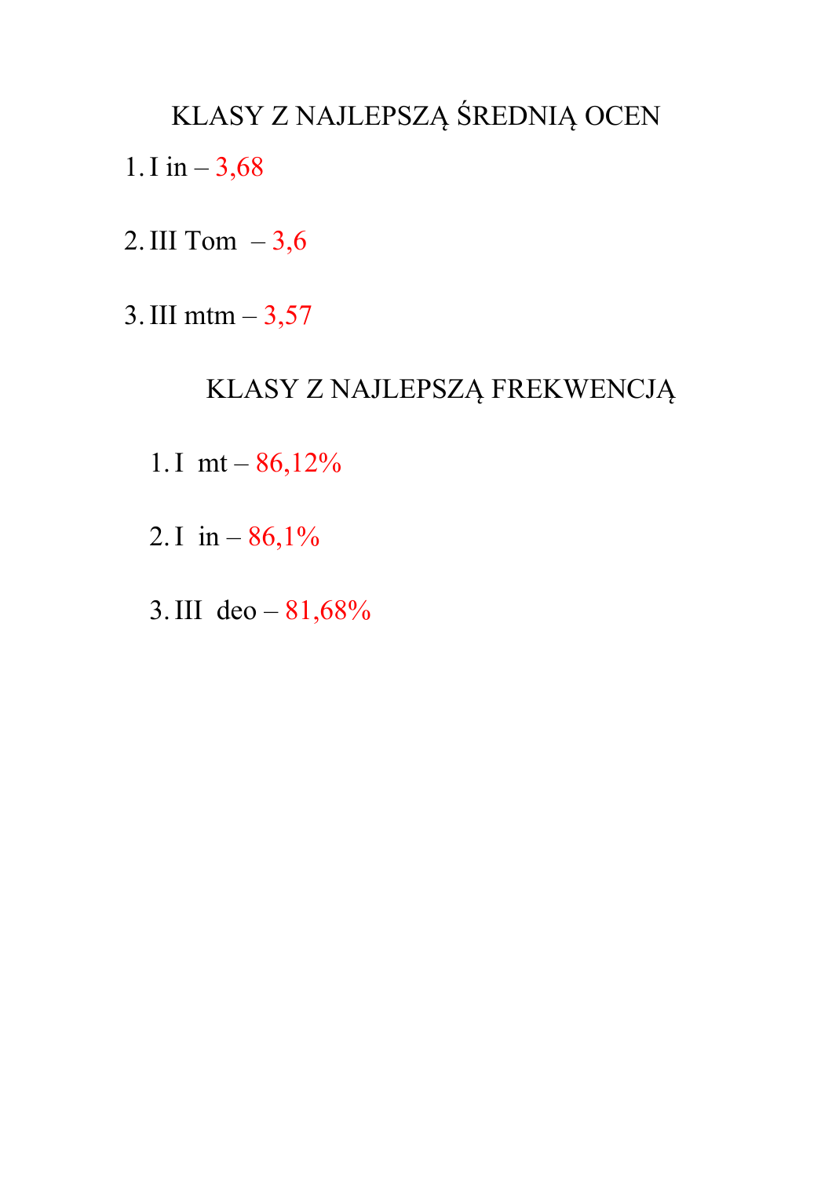## KLASY Z NAJLEPSZĄ ŚREDNIĄ OCEN

1. I in – 3,68
2. III Tom – 3,6
3. III mtm – 3,57

## KLASY Z NAJLEPSZĄ FREKWENCJĄ

1. I mt – 86,12%
2. I in – 86,1%
3. III deo – 81,68%